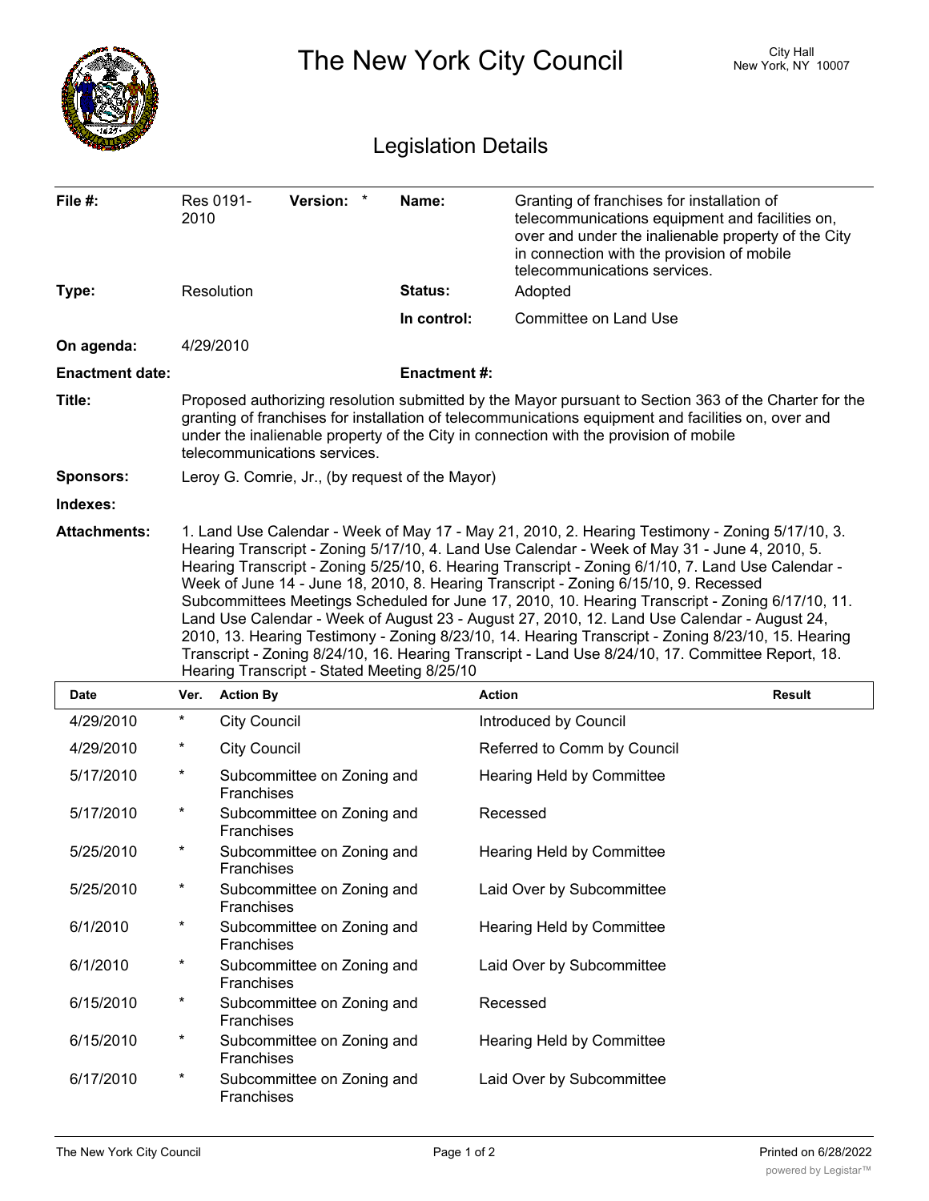# The New York City Council

City Hall
New York, NY 10007

## Legislation Details

| | | | |
|---|---|---|---|
| **File #:** | Res 0191-2010 **Version:** * | **Name:** | Granting of franchises for installation of telecommunications equipment and facilities on, over and under the inalienable property of the City in connection with the provision of mobile telecommunications services. |
| **Type:** | Resolution | **Status:** | Adopted |
| | | **In control:** | Committee on Land Use |
| **On agenda:** | 4/29/2010 | | |
| **Enactment date:** | | **Enactment #:** | |

**Title:** Proposed authorizing resolution submitted by the Mayor pursuant to Section 363 of the Charter for the granting of franchises for installation of telecommunications equipment and facilities on, over and under the inalienable property of the City in connection with the provision of mobile telecommunications services.

**Sponsors:** Leroy G. Comrie, Jr., (by request of the Mayor)

**Indexes:**

**Attachments:** 1. Land Use Calendar - Week of May 17 - May 21, 2010, 2. Hearing Testimony - Zoning 5/17/10, 3. Hearing Transcript - Zoning 5/17/10, 4. Land Use Calendar - Week of May 31 - June 4, 2010, 5. Hearing Transcript - Zoning 5/25/10, 6. Hearing Transcript - Zoning 6/1/10, 7. Land Use Calendar - Week of June 14 - June 18, 2010, 8. Hearing Transcript - Zoning 6/15/10, 9. Recessed Subcommittees Meetings Scheduled for June 17, 2010, 10. Hearing Transcript - Zoning 6/17/10, 11. Land Use Calendar - Week of August 23 - August 27, 2010, 12. Land Use Calendar - August 24, 2010, 13. Hearing Testimony - Zoning 8/23/10, 14. Hearing Transcript - Zoning 8/23/10, 15. Hearing Transcript - Zoning 8/24/10, 16. Hearing Transcript - Land Use 8/24/10, 17. Committee Report, 18. Hearing Transcript - Stated Meeting 8/25/10

| Date | Ver. | Action By | Action | Result |
|---|---|---|---|---|
| 4/29/2010 | * | City Council | Introduced by Council | |
| 4/29/2010 | * | City Council | Referred to Comm by Council | |
| 5/17/2010 | * | Subcommittee on Zoning and Franchises | Hearing Held by Committee | |
| 5/17/2010 | * | Subcommittee on Zoning and Franchises | Recessed | |
| 5/25/2010 | * | Subcommittee on Zoning and Franchises | Hearing Held by Committee | |
| 5/25/2010 | * | Subcommittee on Zoning and Franchises | Laid Over by Subcommittee | |
| 6/1/2010 | * | Subcommittee on Zoning and Franchises | Hearing Held by Committee | |
| 6/1/2010 | * | Subcommittee on Zoning and Franchises | Laid Over by Subcommittee | |
| 6/15/2010 | * | Subcommittee on Zoning and Franchises | Recessed | |
| 6/15/2010 | * | Subcommittee on Zoning and Franchises | Hearing Held by Committee | |
| 6/17/2010 | * | Subcommittee on Zoning and Franchises | Laid Over by Subcommittee | |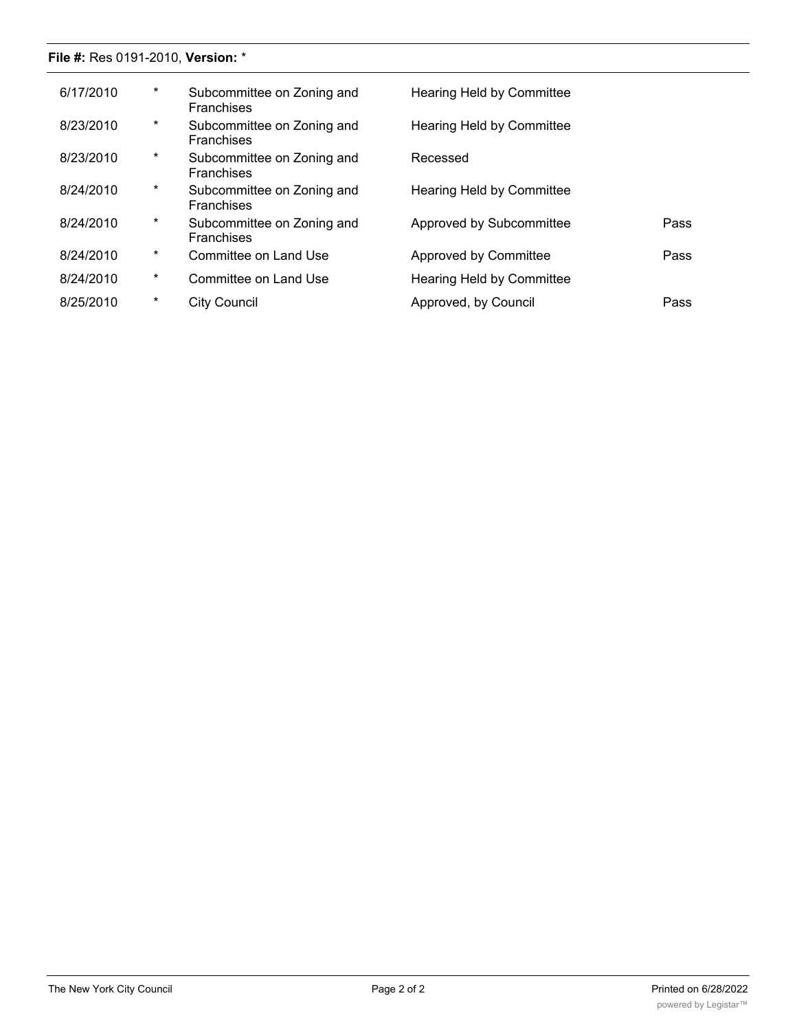**File #:** Res 0191-2010, **Version:** *

| | | | | |
|---|---|---|---|---|
| 6/17/2010 | * | Subcommittee on Zoning and Franchises | Hearing Held by Committee | |
| 8/23/2010 | * | Subcommittee on Zoning and Franchises | Hearing Held by Committee | |
| 8/23/2010 | * | Subcommittee on Zoning and Franchises | Recessed | |
| 8/24/2010 | * | Subcommittee on Zoning and Franchises | Hearing Held by Committee | |
| 8/24/2010 | * | Subcommittee on Zoning and Franchises | Approved by Subcommittee | Pass |
| 8/24/2010 | * | Committee on Land Use | Approved by Committee | Pass |
| 8/24/2010 | * | Committee on Land Use | Hearing Held by Committee | |
| 8/25/2010 | * | City Council | Approved, by Council | Pass |